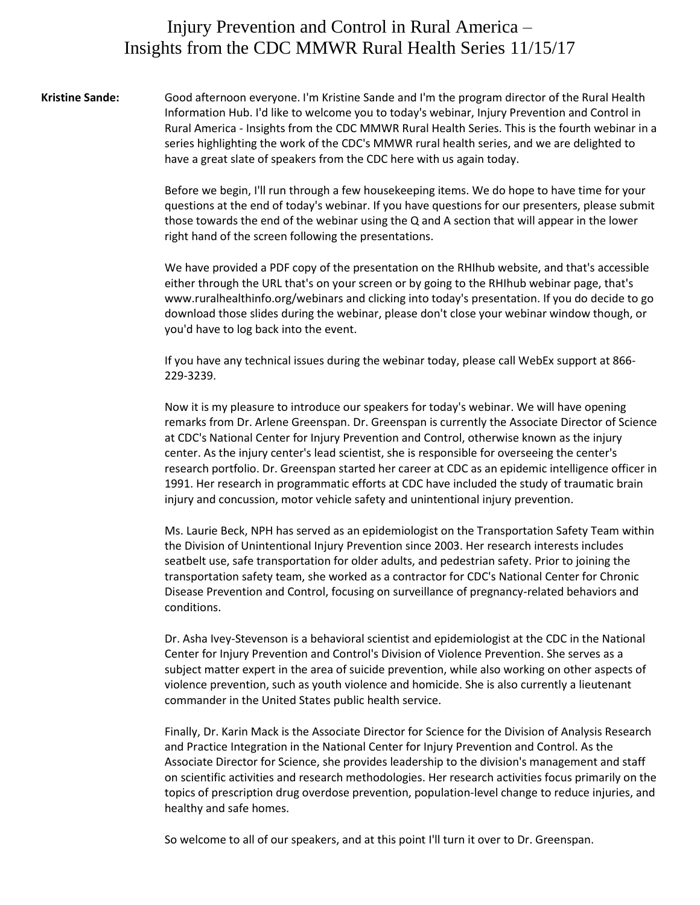# Injury Prevention and Control in Rural America – Insights from the CDC MMWR Rural Health Series 11/15/17

**Kristine Sande:** Good afternoon everyone. I'm Kristine Sande and I'm the program director of the Rural Health Information Hub. I'd like to welcome you to today's webinar, Injury Prevention and Control in Rural America - Insights from the CDC MMWR Rural Health Series. This is the fourth webinar in a series highlighting the work of the CDC's MMWR rural health series, and we are delighted to have a great slate of speakers from the CDC here with us again today.

Before we begin, I'll run through a few housekeeping items. We do hope to have time for your questions at the end of today's webinar. If you have questions for our presenters, please submit those towards the end of the webinar using the Q and A section that will appear in the lower right hand of the screen following the presentations.

We have provided a PDF copy of the presentation on the RHIhub website, and that's accessible either through the URL that's on your screen or by going to the RHIhub webinar page, that's www.ruralhealthinfo.org/webinars and clicking into today's presentation. If you do decide to go download those slides during the webinar, please don't close your webinar window though, or you'd have to log back into the event.

If you have any technical issues during the webinar today, please call WebEx support at 866-229-3239.

Now it is my pleasure to introduce our speakers for today's webinar. We will have opening remarks from Dr. Arlene Greenspan. Dr. Greenspan is currently the Associate Director of Science at CDC's National Center for Injury Prevention and Control, otherwise known as the injury center. As the injury center's lead scientist, she is responsible for overseeing the center's research portfolio. Dr. Greenspan started her career at CDC as an epidemic intelligence officer in 1991. Her research in programmatic efforts at CDC have included the study of traumatic brain injury and concussion, motor vehicle safety and unintentional injury prevention.

Ms. Laurie Beck, NPH has served as an epidemiologist on the Transportation Safety Team within the Division of Unintentional Injury Prevention since 2003. Her research interests includes seatbelt use, safe transportation for older adults, and pedestrian safety. Prior to joining the transportation safety team, she worked as a contractor for CDC's National Center for Chronic Disease Prevention and Control, focusing on surveillance of pregnancy-related behaviors and conditions.

Dr. Asha Ivey-Stevenson is a behavioral scientist and epidemiologist at the CDC in the National Center for Injury Prevention and Control's Division of Violence Prevention. She serves as a subject matter expert in the area of suicide prevention, while also working on other aspects of violence prevention, such as youth violence and homicide. She is also currently a lieutenant commander in the United States public health service.

Finally, Dr. Karin Mack is the Associate Director for Science for the Division of Analysis Research and Practice Integration in the National Center for Injury Prevention and Control. As the Associate Director for Science, she provides leadership to the division's management and staff on scientific activities and research methodologies. Her research activities focus primarily on the topics of prescription drug overdose prevention, population-level change to reduce injuries, and healthy and safe homes.

So welcome to all of our speakers, and at this point I'll turn it over to Dr. Greenspan.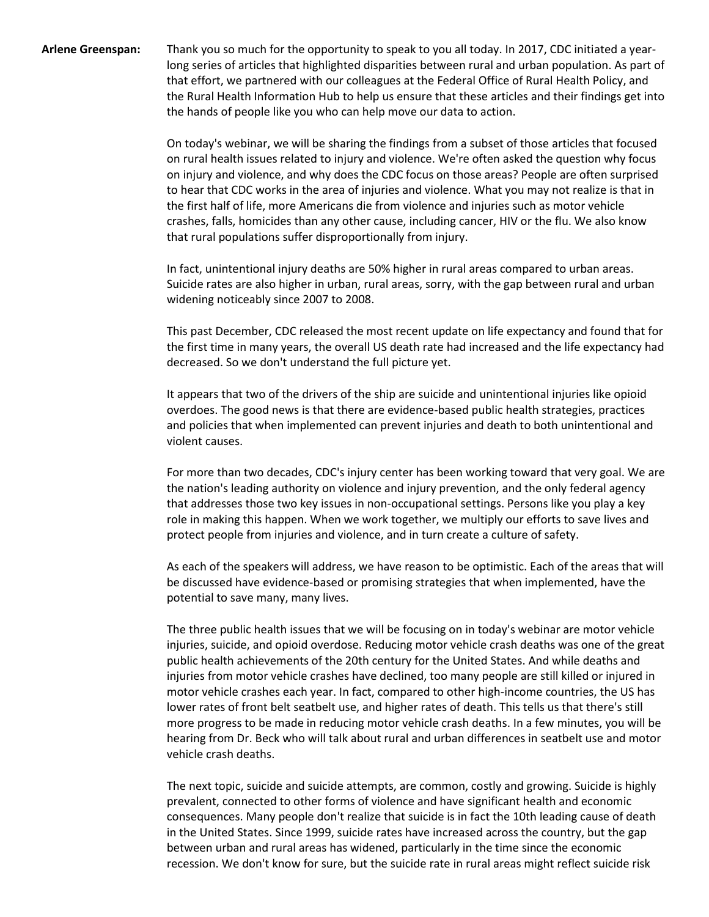**Arlene Greenspan:** Thank you so much for the opportunity to speak to you all today. In 2017, CDC initiated a year-long series of articles that highlighted disparities between rural and urban population. As part of that effort, we partnered with our colleagues at the Federal Office of Rural Health Policy, and the Rural Health Information Hub to help us ensure that these articles and their findings get into the hands of people like you who can help move our data to action.

On today's webinar, we will be sharing the findings from a subset of those articles that focused on rural health issues related to injury and violence. We're often asked the question why focus on injury and violence, and why does the CDC focus on those areas? People are often surprised to hear that CDC works in the area of injuries and violence. What you may not realize is that in the first half of life, more Americans die from violence and injuries such as motor vehicle crashes, falls, homicides than any other cause, including cancer, HIV or the flu. We also know that rural populations suffer disproportionally from injury.

In fact, unintentional injury deaths are 50% higher in rural areas compared to urban areas. Suicide rates are also higher in urban, rural areas, sorry, with the gap between rural and urban widening noticeably since 2007 to 2008.

This past December, CDC released the most recent update on life expectancy and found that for the first time in many years, the overall US death rate had increased and the life expectancy had decreased. So we don't understand the full picture yet.

It appears that two of the drivers of the ship are suicide and unintentional injuries like opioid overdoes. The good news is that there are evidence-based public health strategies, practices and policies that when implemented can prevent injuries and death to both unintentional and violent causes.

For more than two decades, CDC's injury center has been working toward that very goal. We are the nation's leading authority on violence and injury prevention, and the only federal agency that addresses those two key issues in non-occupational settings. Persons like you play a key role in making this happen. When we work together, we multiply our efforts to save lives and protect people from injuries and violence, and in turn create a culture of safety.

As each of the speakers will address, we have reason to be optimistic. Each of the areas that will be discussed have evidence-based or promising strategies that when implemented, have the potential to save many, many lives.

The three public health issues that we will be focusing on in today's webinar are motor vehicle injuries, suicide, and opioid overdose. Reducing motor vehicle crash deaths was one of the great public health achievements of the 20th century for the United States. And while deaths and injuries from motor vehicle crashes have declined, too many people are still killed or injured in motor vehicle crashes each year. In fact, compared to other high-income countries, the US has lower rates of front belt seatbelt use, and higher rates of death. This tells us that there's still more progress to be made in reducing motor vehicle crash deaths. In a few minutes, you will be hearing from Dr. Beck who will talk about rural and urban differences in seatbelt use and motor vehicle crash deaths.

The next topic, suicide and suicide attempts, are common, costly and growing. Suicide is highly prevalent, connected to other forms of violence and have significant health and economic consequences. Many people don't realize that suicide is in fact the 10th leading cause of death in the United States. Since 1999, suicide rates have increased across the country, but the gap between urban and rural areas has widened, particularly in the time since the economic recession. We don't know for sure, but the suicide rate in rural areas might reflect suicide risk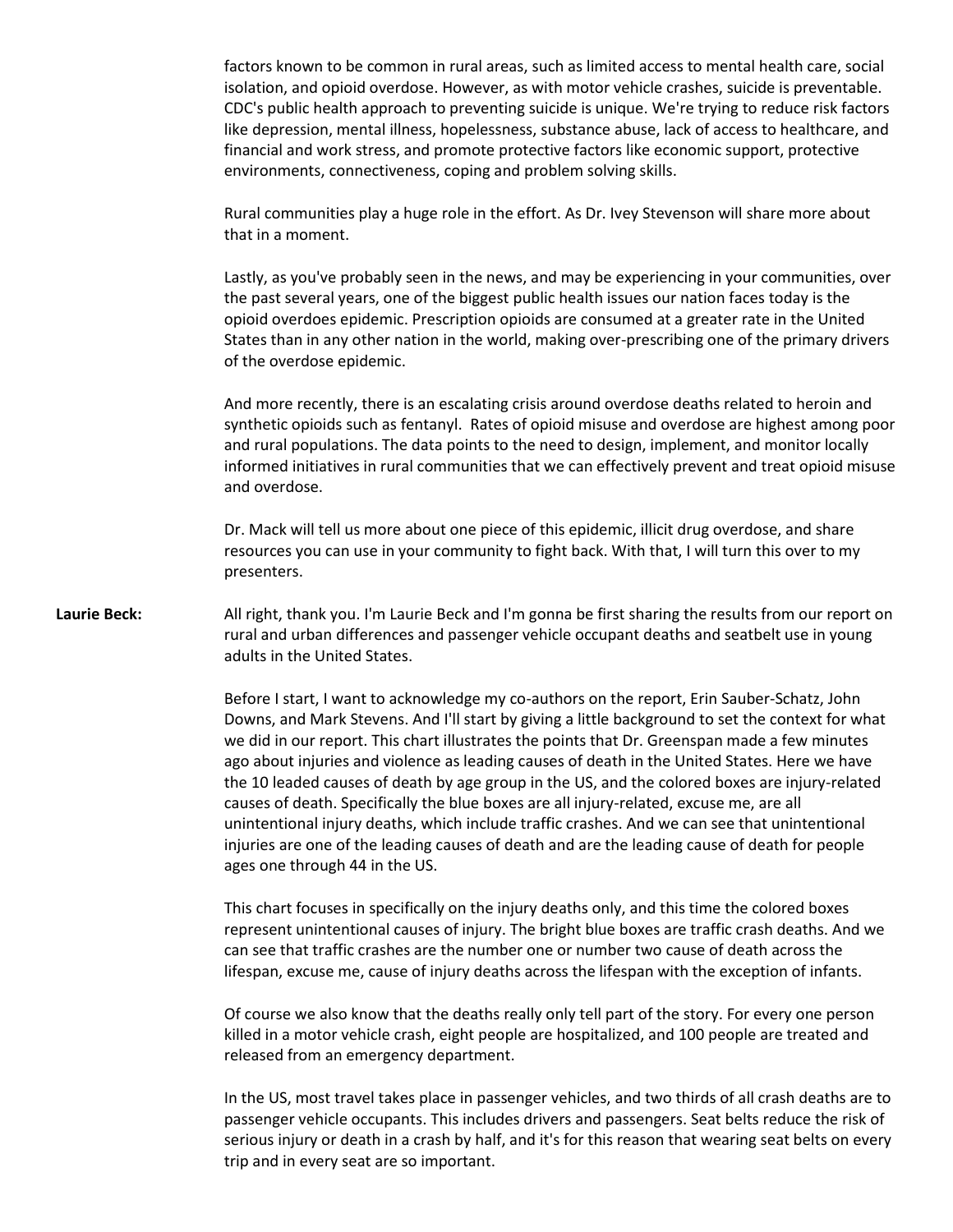factors known to be common in rural areas, such as limited access to mental health care, social isolation, and opioid overdose. However, as with motor vehicle crashes, suicide is preventable. CDC's public health approach to preventing suicide is unique. We're trying to reduce risk factors like depression, mental illness, hopelessness, substance abuse, lack of access to healthcare, and financial and work stress, and promote protective factors like economic support, protective environments, connectiveness, coping and problem solving skills.

Rural communities play a huge role in the effort. As Dr. Ivey Stevenson will share more about that in a moment.

Lastly, as you've probably seen in the news, and may be experiencing in your communities, over the past several years, one of the biggest public health issues our nation faces today is the opioid overdoes epidemic. Prescription opioids are consumed at a greater rate in the United States than in any other nation in the world, making over-prescribing one of the primary drivers of the overdose epidemic.

And more recently, there is an escalating crisis around overdose deaths related to heroin and synthetic opioids such as fentanyl. Rates of opioid misuse and overdose are highest among poor and rural populations. The data points to the need to design, implement, and monitor locally informed initiatives in rural communities that we can effectively prevent and treat opioid misuse and overdose.

Dr. Mack will tell us more about one piece of this epidemic, illicit drug overdose, and share resources you can use in your community to fight back. With that, I will turn this over to my presenters.

**Laurie Beck:** All right, thank you. I'm Laurie Beck and I'm gonna be first sharing the results from our report on rural and urban differences and passenger vehicle occupant deaths and seatbelt use in young adults in the United States.

Before I start, I want to acknowledge my co-authors on the report, Erin Sauber-Schatz, John Downs, and Mark Stevens. And I'll start by giving a little background to set the context for what we did in our report. This chart illustrates the points that Dr. Greenspan made a few minutes ago about injuries and violence as leading causes of death in the United States. Here we have the 10 leaded causes of death by age group in the US, and the colored boxes are injury-related causes of death. Specifically the blue boxes are all injury-related, excuse me, are all unintentional injury deaths, which include traffic crashes. And we can see that unintentional injuries are one of the leading causes of death and are the leading cause of death for people ages one through 44 in the US.

This chart focuses in specifically on the injury deaths only, and this time the colored boxes represent unintentional causes of injury. The bright blue boxes are traffic crash deaths. And we can see that traffic crashes are the number one or number two cause of death across the lifespan, excuse me, cause of injury deaths across the lifespan with the exception of infants.

Of course we also know that the deaths really only tell part of the story. For every one person killed in a motor vehicle crash, eight people are hospitalized, and 100 people are treated and released from an emergency department.

In the US, most travel takes place in passenger vehicles, and two thirds of all crash deaths are to passenger vehicle occupants. This includes drivers and passengers. Seat belts reduce the risk of serious injury or death in a crash by half, and it's for this reason that wearing seat belts on every trip and in every seat are so important.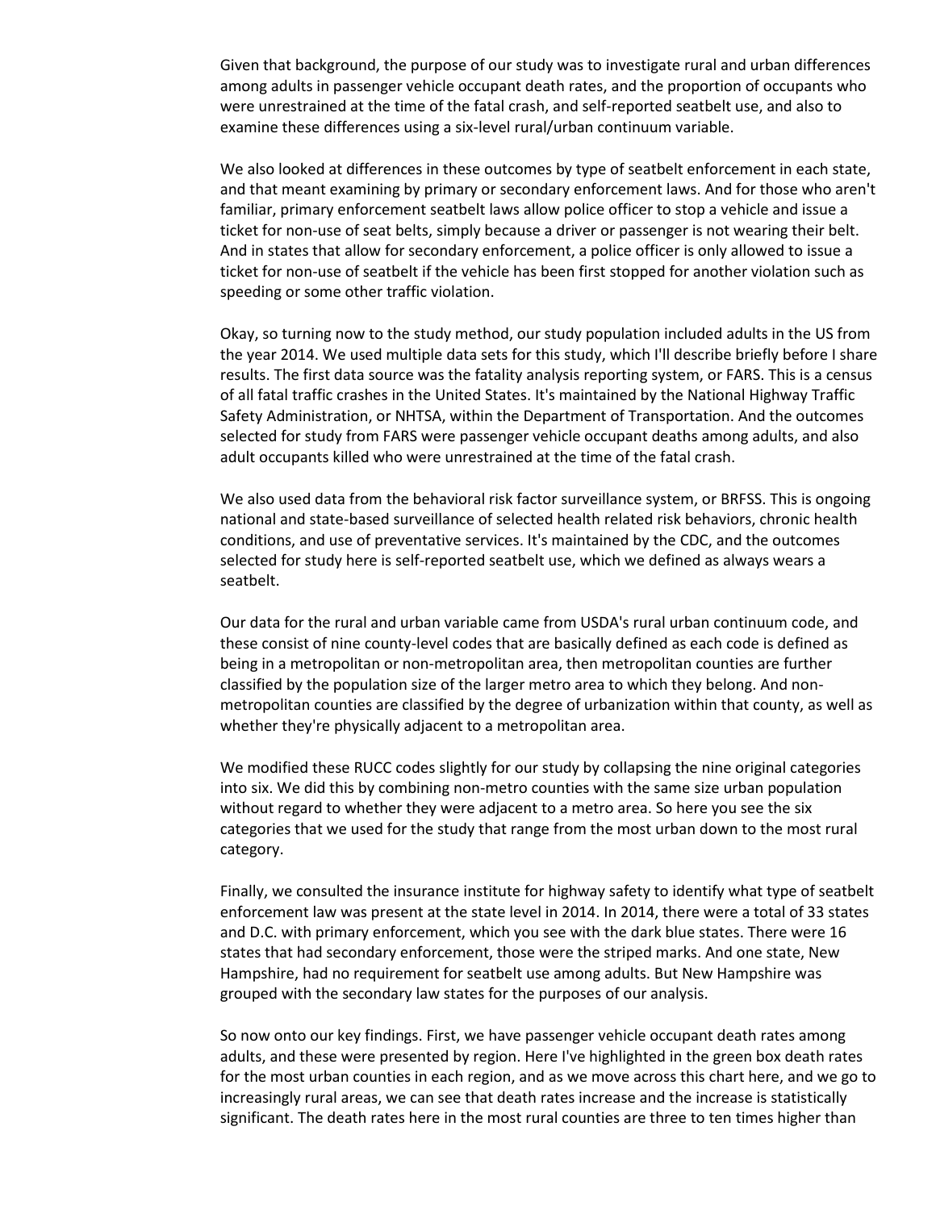Given that background, the purpose of our study was to investigate rural and urban differences among adults in passenger vehicle occupant death rates, and the proportion of occupants who were unrestrained at the time of the fatal crash, and self-reported seatbelt use, and also to examine these differences using a six-level rural/urban continuum variable.

We also looked at differences in these outcomes by type of seatbelt enforcement in each state, and that meant examining by primary or secondary enforcement laws. And for those who aren't familiar, primary enforcement seatbelt laws allow police officer to stop a vehicle and issue a ticket for non-use of seat belts, simply because a driver or passenger is not wearing their belt. And in states that allow for secondary enforcement, a police officer is only allowed to issue a ticket for non-use of seatbelt if the vehicle has been first stopped for another violation such as speeding or some other traffic violation.

Okay, so turning now to the study method, our study population included adults in the US from the year 2014. We used multiple data sets for this study, which I'll describe briefly before I share results. The first data source was the fatality analysis reporting system, or FARS. This is a census of all fatal traffic crashes in the United States. It's maintained by the National Highway Traffic Safety Administration, or NHTSA, within the Department of Transportation. And the outcomes selected for study from FARS were passenger vehicle occupant deaths among adults, and also adult occupants killed who were unrestrained at the time of the fatal crash.

We also used data from the behavioral risk factor surveillance system, or BRFSS. This is ongoing national and state-based surveillance of selected health related risk behaviors, chronic health conditions, and use of preventative services. It's maintained by the CDC, and the outcomes selected for study here is self-reported seatbelt use, which we defined as always wears a seatbelt.

Our data for the rural and urban variable came from USDA's rural urban continuum code, and these consist of nine county-level codes that are basically defined as each code is defined as being in a metropolitan or non-metropolitan area, then metropolitan counties are further classified by the population size of the larger metro area to which they belong. And non-metropolitan counties are classified by the degree of urbanization within that county, as well as whether they're physically adjacent to a metropolitan area.

We modified these RUCC codes slightly for our study by collapsing the nine original categories into six. We did this by combining non-metro counties with the same size urban population without regard to whether they were adjacent to a metro area. So here you see the six categories that we used for the study that range from the most urban down to the most rural category.

Finally, we consulted the insurance institute for highway safety to identify what type of seatbelt enforcement law was present at the state level in 2014. In 2014, there were a total of 33 states and D.C. with primary enforcement, which you see with the dark blue states. There were 16 states that had secondary enforcement, those were the striped marks. And one state, New Hampshire, had no requirement for seatbelt use among adults. But New Hampshire was grouped with the secondary law states for the purposes of our analysis.

So now onto our key findings. First, we have passenger vehicle occupant death rates among adults, and these were presented by region. Here I've highlighted in the green box death rates for the most urban counties in each region, and as we move across this chart here, and we go to increasingly rural areas, we can see that death rates increase and the increase is statistically significant. The death rates here in the most rural counties are three to ten times higher than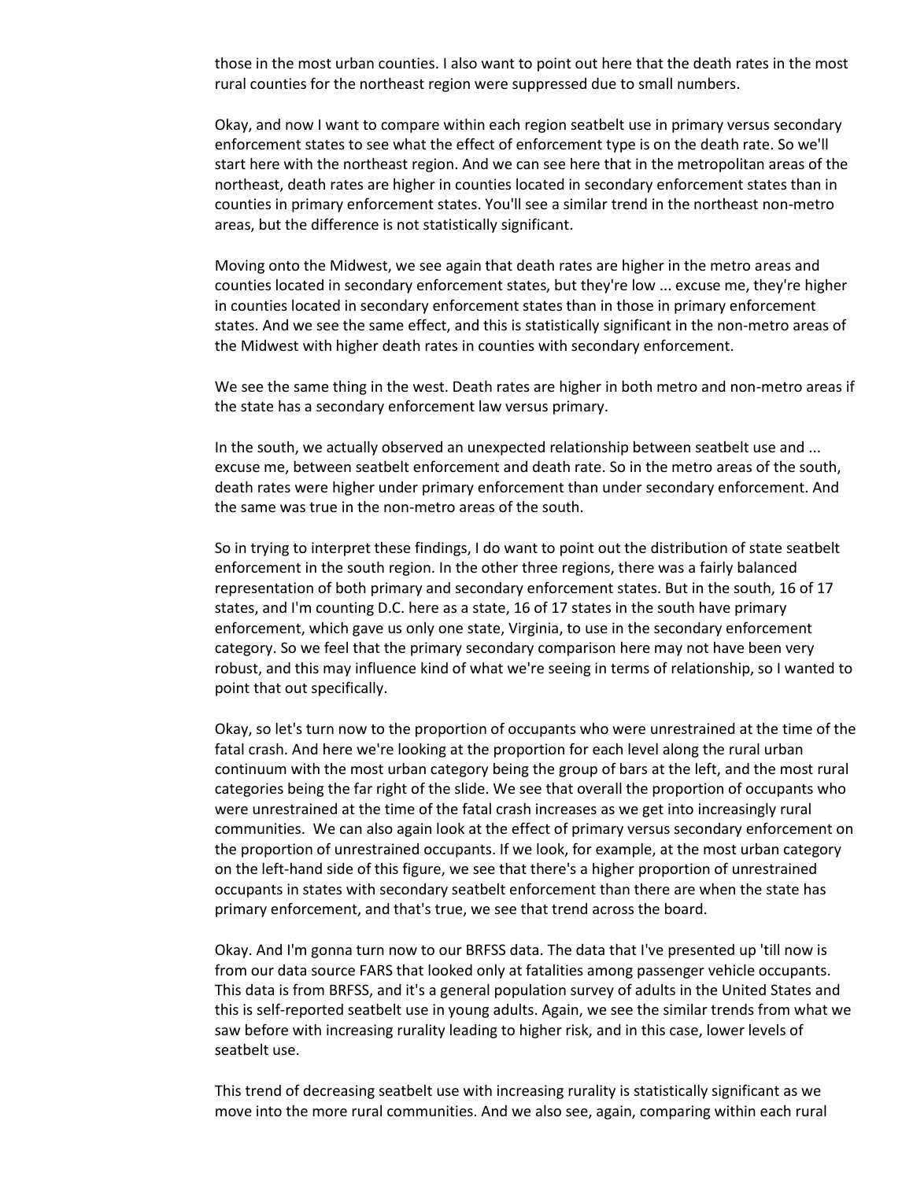those in the most urban counties. I also want to point out here that the death rates in the most rural counties for the northeast region were suppressed due to small numbers.

Okay, and now I want to compare within each region seatbelt use in primary versus secondary enforcement states to see what the effect of enforcement type is on the death rate. So we'll start here with the northeast region. And we can see here that in the metropolitan areas of the northeast, death rates are higher in counties located in secondary enforcement states than in counties in primary enforcement states. You'll see a similar trend in the northeast non-metro areas, but the difference is not statistically significant.

Moving onto the Midwest, we see again that death rates are higher in the metro areas and counties located in secondary enforcement states, but they're low ... excuse me, they're higher in counties located in secondary enforcement states than in those in primary enforcement states. And we see the same effect, and this is statistically significant in the non-metro areas of the Midwest with higher death rates in counties with secondary enforcement.

We see the same thing in the west. Death rates are higher in both metro and non-metro areas if the state has a secondary enforcement law versus primary.

In the south, we actually observed an unexpected relationship between seatbelt use and ... excuse me, between seatbelt enforcement and death rate. So in the metro areas of the south, death rates were higher under primary enforcement than under secondary enforcement. And the same was true in the non-metro areas of the south.

So in trying to interpret these findings, I do want to point out the distribution of state seatbelt enforcement in the south region. In the other three regions, there was a fairly balanced representation of both primary and secondary enforcement states. But in the south, 16 of 17 states, and I'm counting D.C. here as a state, 16 of 17 states in the south have primary enforcement, which gave us only one state, Virginia, to use in the secondary enforcement category. So we feel that the primary secondary comparison here may not have been very robust, and this may influence kind of what we're seeing in terms of relationship, so I wanted to point that out specifically.

Okay, so let's turn now to the proportion of occupants who were unrestrained at the time of the fatal crash. And here we're looking at the proportion for each level along the rural urban continuum with the most urban category being the group of bars at the left, and the most rural categories being the far right of the slide. We see that overall the proportion of occupants who were unrestrained at the time of the fatal crash increases as we get into increasingly rural communities. We can also again look at the effect of primary versus secondary enforcement on the proportion of unrestrained occupants. If we look, for example, at the most urban category on the left-hand side of this figure, we see that there's a higher proportion of unrestrained occupants in states with secondary seatbelt enforcement than there are when the state has primary enforcement, and that's true, we see that trend across the board.

Okay. And I'm gonna turn now to our BRFSS data. The data that I've presented up 'till now is from our data source FARS that looked only at fatalities among passenger vehicle occupants. This data is from BRFSS, and it's a general population survey of adults in the United States and this is self-reported seatbelt use in young adults. Again, we see the similar trends from what we saw before with increasing rurality leading to higher risk, and in this case, lower levels of seatbelt use.

This trend of decreasing seatbelt use with increasing rurality is statistically significant as we move into the more rural communities. And we also see, again, comparing within each rural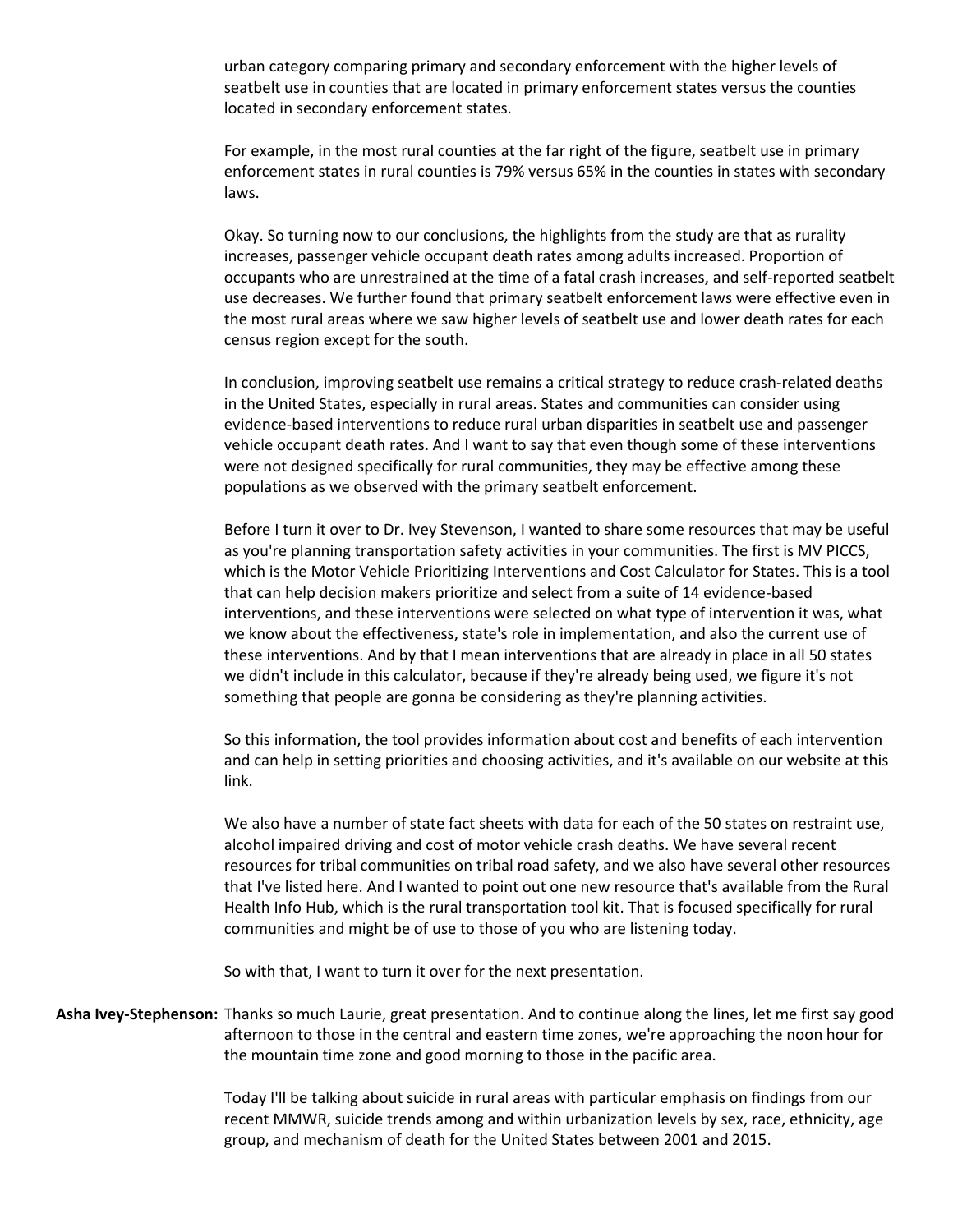urban category comparing primary and secondary enforcement with the higher levels of seatbelt use in counties that are located in primary enforcement states versus the counties located in secondary enforcement states.

For example, in the most rural counties at the far right of the figure, seatbelt use in primary enforcement states in rural counties is 79% versus 65% in the counties in states with secondary laws.

Okay. So turning now to our conclusions, the highlights from the study are that as rurality increases, passenger vehicle occupant death rates among adults increased. Proportion of occupants who are unrestrained at the time of a fatal crash increases, and self-reported seatbelt use decreases. We further found that primary seatbelt enforcement laws were effective even in the most rural areas where we saw higher levels of seatbelt use and lower death rates for each census region except for the south.

In conclusion, improving seatbelt use remains a critical strategy to reduce crash-related deaths in the United States, especially in rural areas. States and communities can consider using evidence-based interventions to reduce rural urban disparities in seatbelt use and passenger vehicle occupant death rates. And I want to say that even though some of these interventions were not designed specifically for rural communities, they may be effective among these populations as we observed with the primary seatbelt enforcement.

Before I turn it over to Dr. Ivey Stevenson, I wanted to share some resources that may be useful as you're planning transportation safety activities in your communities. The first is MV PICCS, which is the Motor Vehicle Prioritizing Interventions and Cost Calculator for States. This is a tool that can help decision makers prioritize and select from a suite of 14 evidence-based interventions, and these interventions were selected on what type of intervention it was, what we know about the effectiveness, state's role in implementation, and also the current use of these interventions. And by that I mean interventions that are already in place in all 50 states we didn't include in this calculator, because if they're already being used, we figure it's not something that people are gonna be considering as they're planning activities.

So this information, the tool provides information about cost and benefits of each intervention and can help in setting priorities and choosing activities, and it's available on our website at this link.

We also have a number of state fact sheets with data for each of the 50 states on restraint use, alcohol impaired driving and cost of motor vehicle crash deaths. We have several recent resources for tribal communities on tribal road safety, and we also have several other resources that I've listed here. And I wanted to point out one new resource that's available from the Rural Health Info Hub, which is the rural transportation tool kit. That is focused specifically for rural communities and might be of use to those of you who are listening today.

So with that, I want to turn it over for the next presentation.

**Asha Ivey-Stephenson:** Thanks so much Laurie, great presentation. And to continue along the lines, let me first say good afternoon to those in the central and eastern time zones, we're approaching the noon hour for the mountain time zone and good morning to those in the pacific area.

Today I'll be talking about suicide in rural areas with particular emphasis on findings from our recent MMWR, suicide trends among and within urbanization levels by sex, race, ethnicity, age group, and mechanism of death for the United States between 2001 and 2015.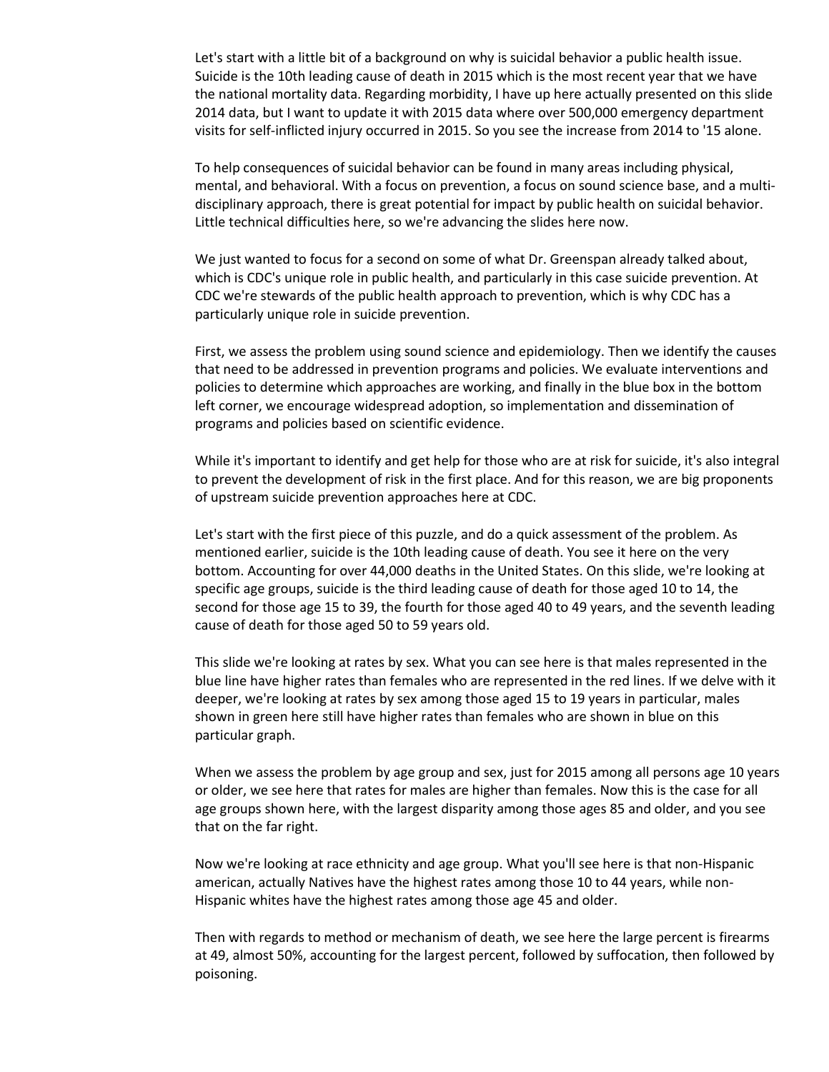Let's start with a little bit of a background on why is suicidal behavior a public health issue. Suicide is the 10th leading cause of death in 2015 which is the most recent year that we have the national mortality data. Regarding morbidity, I have up here actually presented on this slide 2014 data, but I want to update it with 2015 data where over 500,000 emergency department visits for self-inflicted injury occurred in 2015. So you see the increase from 2014 to '15 alone.

To help consequences of suicidal behavior can be found in many areas including physical, mental, and behavioral. With a focus on prevention, a focus on sound science base, and a multi-disciplinary approach, there is great potential for impact by public health on suicidal behavior. Little technical difficulties here, so we're advancing the slides here now.

We just wanted to focus for a second on some of what Dr. Greenspan already talked about, which is CDC's unique role in public health, and particularly in this case suicide prevention. At CDC we're stewards of the public health approach to prevention, which is why CDC has a particularly unique role in suicide prevention.

First, we assess the problem using sound science and epidemiology. Then we identify the causes that need to be addressed in prevention programs and policies. We evaluate interventions and policies to determine which approaches are working, and finally in the blue box in the bottom left corner, we encourage widespread adoption, so implementation and dissemination of programs and policies based on scientific evidence.

While it's important to identify and get help for those who are at risk for suicide, it's also integral to prevent the development of risk in the first place. And for this reason, we are big proponents of upstream suicide prevention approaches here at CDC.

Let's start with the first piece of this puzzle, and do a quick assessment of the problem. As mentioned earlier, suicide is the 10th leading cause of death. You see it here on the very bottom. Accounting for over 44,000 deaths in the United States. On this slide, we're looking at specific age groups, suicide is the third leading cause of death for those aged 10 to 14, the second for those age 15 to 39, the fourth for those aged 40 to 49 years, and the seventh leading cause of death for those aged 50 to 59 years old.

This slide we're looking at rates by sex. What you can see here is that males represented in the blue line have higher rates than females who are represented in the red lines. If we delve with it deeper, we're looking at rates by sex among those aged 15 to 19 years in particular, males shown in green here still have higher rates than females who are shown in blue on this particular graph.

When we assess the problem by age group and sex, just for 2015 among all persons age 10 years or older, we see here that rates for males are higher than females. Now this is the case for all age groups shown here, with the largest disparity among those ages 85 and older, and you see that on the far right.

Now we're looking at race ethnicity and age group. What you'll see here is that non-Hispanic american, actually Natives have the highest rates among those 10 to 44 years, while non-Hispanic whites have the highest rates among those age 45 and older.

Then with regards to method or mechanism of death, we see here the large percent is firearms at 49, almost 50%, accounting for the largest percent, followed by suffocation, then followed by poisoning.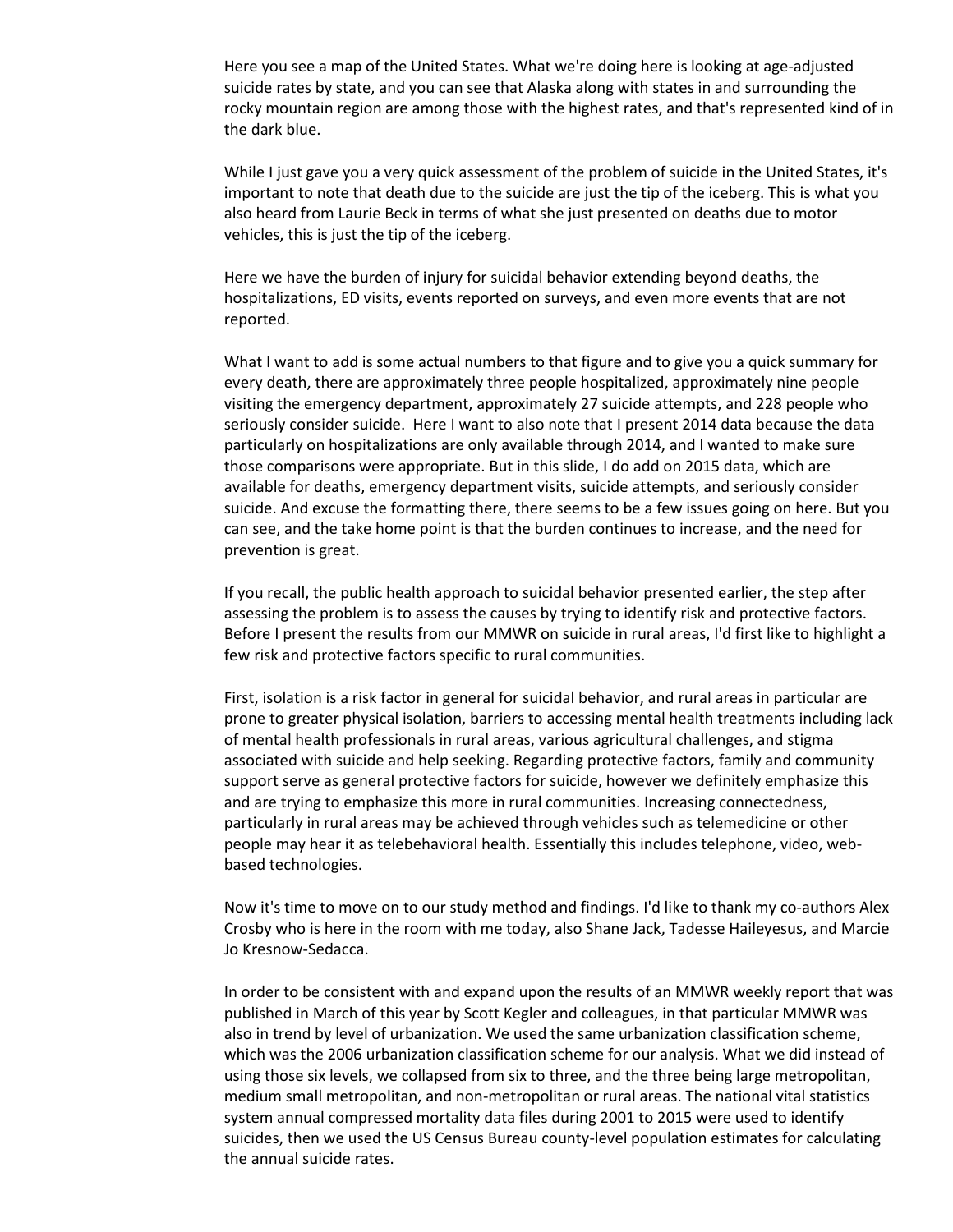Here you see a map of the United States. What we're doing here is looking at age-adjusted suicide rates by state, and you can see that Alaska along with states in and surrounding the rocky mountain region are among those with the highest rates, and that's represented kind of in the dark blue.

While I just gave you a very quick assessment of the problem of suicide in the United States, it's important to note that death due to the suicide are just the tip of the iceberg. This is what you also heard from Laurie Beck in terms of what she just presented on deaths due to motor vehicles, this is just the tip of the iceberg.

Here we have the burden of injury for suicidal behavior extending beyond deaths, the hospitalizations, ED visits, events reported on surveys, and even more events that are not reported.

What I want to add is some actual numbers to that figure and to give you a quick summary for every death, there are approximately three people hospitalized, approximately nine people visiting the emergency department, approximately 27 suicide attempts, and 228 people who seriously consider suicide. Here I want to also note that I present 2014 data because the data particularly on hospitalizations are only available through 2014, and I wanted to make sure those comparisons were appropriate. But in this slide, I do add on 2015 data, which are available for deaths, emergency department visits, suicide attempts, and seriously consider suicide. And excuse the formatting there, there seems to be a few issues going on here. But you can see, and the take home point is that the burden continues to increase, and the need for prevention is great.

If you recall, the public health approach to suicidal behavior presented earlier, the step after assessing the problem is to assess the causes by trying to identify risk and protective factors. Before I present the results from our MMWR on suicide in rural areas, I'd first like to highlight a few risk and protective factors specific to rural communities.

First, isolation is a risk factor in general for suicidal behavior, and rural areas in particular are prone to greater physical isolation, barriers to accessing mental health treatments including lack of mental health professionals in rural areas, various agricultural challenges, and stigma associated with suicide and help seeking. Regarding protective factors, family and community support serve as general protective factors for suicide, however we definitely emphasize this and are trying to emphasize this more in rural communities. Increasing connectedness, particularly in rural areas may be achieved through vehicles such as telemedicine or other people may hear it as telebehavioral health. Essentially this includes telephone, video, web-based technologies.

Now it's time to move on to our study method and findings. I'd like to thank my co-authors Alex Crosby who is here in the room with me today, also Shane Jack, Tadesse Haileyesus, and Marcie Jo Kresnow-Sedacca.

In order to be consistent with and expand upon the results of an MMWR weekly report that was published in March of this year by Scott Kegler and colleagues, in that particular MMWR was also in trend by level of urbanization. We used the same urbanization classification scheme, which was the 2006 urbanization classification scheme for our analysis. What we did instead of using those six levels, we collapsed from six to three, and the three being large metropolitan, medium small metropolitan, and non-metropolitan or rural areas. The national vital statistics system annual compressed mortality data files during 2001 to 2015 were used to identify suicides, then we used the US Census Bureau county-level population estimates for calculating the annual suicide rates.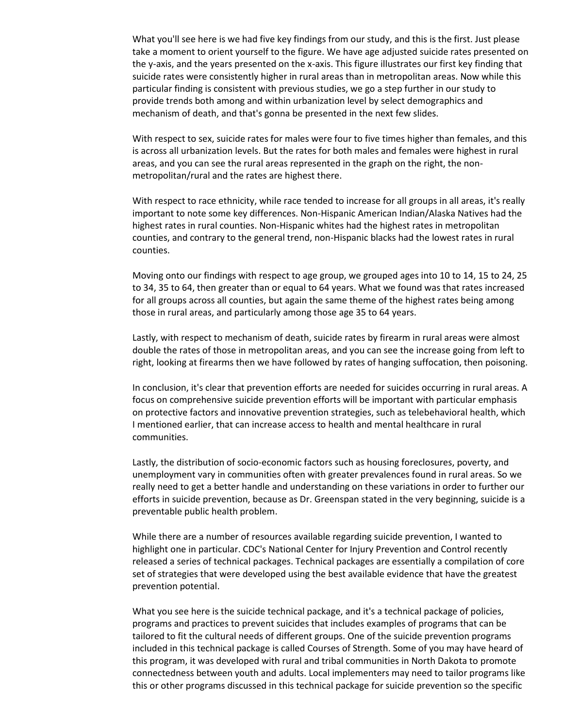What you'll see here is we had five key findings from our study, and this is the first. Just please take a moment to orient yourself to the figure. We have age adjusted suicide rates presented on the y-axis, and the years presented on the x-axis. This figure illustrates our first key finding that suicide rates were consistently higher in rural areas than in metropolitan areas. Now while this particular finding is consistent with previous studies, we go a step further in our study to provide trends both among and within urbanization level by select demographics and mechanism of death, and that's gonna be presented in the next few slides.

With respect to sex, suicide rates for males were four to five times higher than females, and this is across all urbanization levels. But the rates for both males and females were highest in rural areas, and you can see the rural areas represented in the graph on the right, the non-metropolitan/rural and the rates are highest there.

With respect to race ethnicity, while race tended to increase for all groups in all areas, it's really important to note some key differences. Non-Hispanic American Indian/Alaska Natives had the highest rates in rural counties. Non-Hispanic whites had the highest rates in metropolitan counties, and contrary to the general trend, non-Hispanic blacks had the lowest rates in rural counties.

Moving onto our findings with respect to age group, we grouped ages into 10 to 14, 15 to 24, 25 to 34, 35 to 64, then greater than or equal to 64 years. What we found was that rates increased for all groups across all counties, but again the same theme of the highest rates being among those in rural areas, and particularly among those age 35 to 64 years.

Lastly, with respect to mechanism of death, suicide rates by firearm in rural areas were almost double the rates of those in metropolitan areas, and you can see the increase going from left to right, looking at firearms then we have followed by rates of hanging suffocation, then poisoning.

In conclusion, it's clear that prevention efforts are needed for suicides occurring in rural areas. A focus on comprehensive suicide prevention efforts will be important with particular emphasis on protective factors and innovative prevention strategies, such as telebehavioral health, which I mentioned earlier, that can increase access to health and mental healthcare in rural communities.

Lastly, the distribution of socio-economic factors such as housing foreclosures, poverty, and unemployment vary in communities often with greater prevalences found in rural areas. So we really need to get a better handle and understanding on these variations in order to further our efforts in suicide prevention, because as Dr. Greenspan stated in the very beginning, suicide is a preventable public health problem.

While there are a number of resources available regarding suicide prevention, I wanted to highlight one in particular. CDC's National Center for Injury Prevention and Control recently released a series of technical packages. Technical packages are essentially a compilation of core set of strategies that were developed using the best available evidence that have the greatest prevention potential.

What you see here is the suicide technical package, and it's a technical package of policies, programs and practices to prevent suicides that includes examples of programs that can be tailored to fit the cultural needs of different groups. One of the suicide prevention programs included in this technical package is called Courses of Strength. Some of you may have heard of this program, it was developed with rural and tribal communities in North Dakota to promote connectedness between youth and adults. Local implementers may need to tailor programs like this or other programs discussed in this technical package for suicide prevention so the specific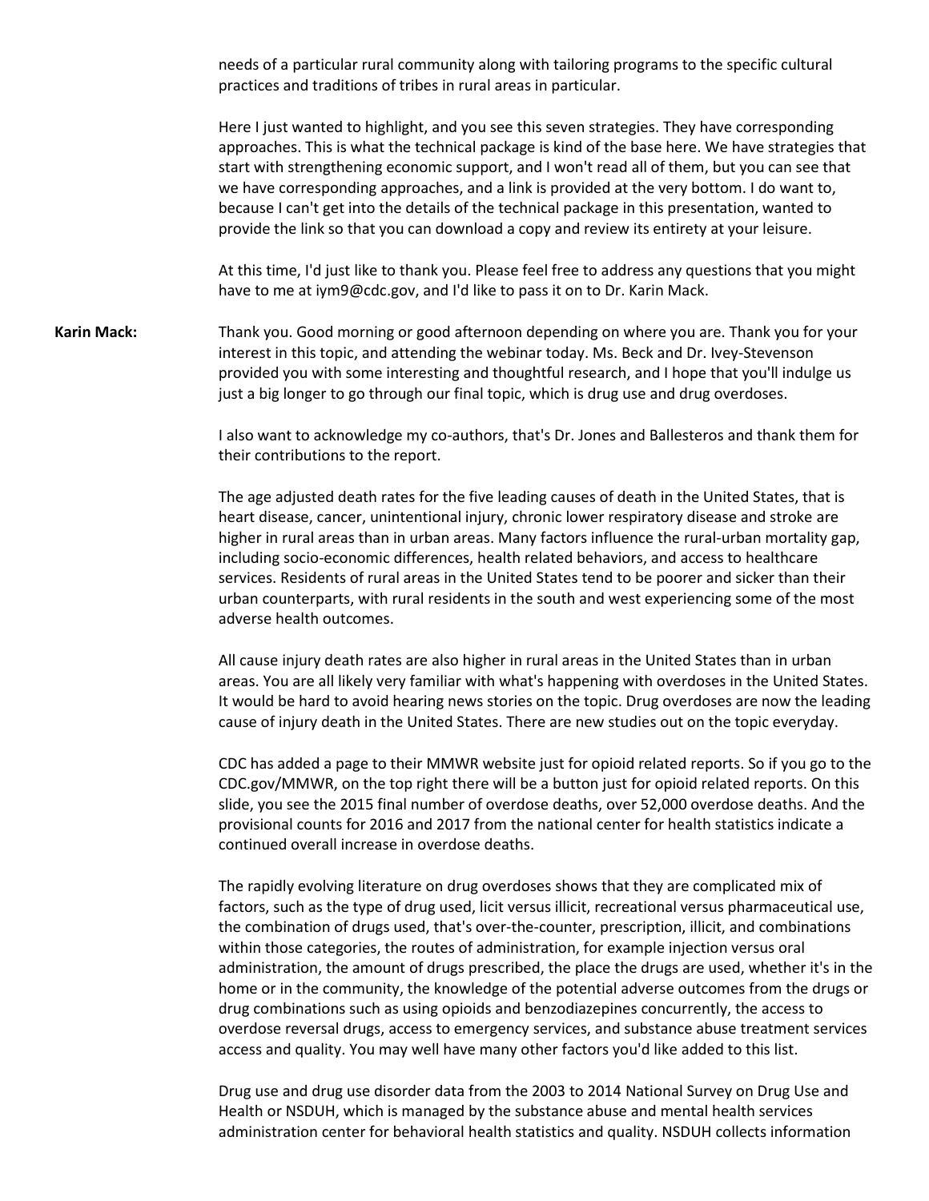needs of a particular rural community along with tailoring programs to the specific cultural practices and traditions of tribes in rural areas in particular.

Here I just wanted to highlight, and you see this seven strategies. They have corresponding approaches. This is what the technical package is kind of the base here. We have strategies that start with strengthening economic support, and I won't read all of them, but you can see that we have corresponding approaches, and a link is provided at the very bottom. I do want to, because I can't get into the details of the technical package in this presentation, wanted to provide the link so that you can download a copy and review its entirety at your leisure.

At this time, I'd just like to thank you. Please feel free to address any questions that you might have to me at iym9@cdc.gov, and I'd like to pass it on to Dr. Karin Mack.

**Karin Mack:** Thank you. Good morning or good afternoon depending on where you are. Thank you for your interest in this topic, and attending the webinar today. Ms. Beck and Dr. Ivey-Stevenson provided you with some interesting and thoughtful research, and I hope that you'll indulge us just a big longer to go through our final topic, which is drug use and drug overdoses.

I also want to acknowledge my co-authors, that's Dr. Jones and Ballesteros and thank them for their contributions to the report.

The age adjusted death rates for the five leading causes of death in the United States, that is heart disease, cancer, unintentional injury, chronic lower respiratory disease and stroke are higher in rural areas than in urban areas. Many factors influence the rural-urban mortality gap, including socio-economic differences, health related behaviors, and access to healthcare services. Residents of rural areas in the United States tend to be poorer and sicker than their urban counterparts, with rural residents in the south and west experiencing some of the most adverse health outcomes.

All cause injury death rates are also higher in rural areas in the United States than in urban areas. You are all likely very familiar with what's happening with overdoses in the United States. It would be hard to avoid hearing news stories on the topic. Drug overdoses are now the leading cause of injury death in the United States. There are new studies out on the topic everyday.

CDC has added a page to their MMWR website just for opioid related reports. So if you go to the CDC.gov/MMWR, on the top right there will be a button just for opioid related reports. On this slide, you see the 2015 final number of overdose deaths, over 52,000 overdose deaths. And the provisional counts for 2016 and 2017 from the national center for health statistics indicate a continued overall increase in overdose deaths.

The rapidly evolving literature on drug overdoses shows that they are complicated mix of factors, such as the type of drug used, licit versus illicit, recreational versus pharmaceutical use, the combination of drugs used, that's over-the-counter, prescription, illicit, and combinations within those categories, the routes of administration, for example injection versus oral administration, the amount of drugs prescribed, the place the drugs are used, whether it's in the home or in the community, the knowledge of the potential adverse outcomes from the drugs or drug combinations such as using opioids and benzodiazepines concurrently, the access to overdose reversal drugs, access to emergency services, and substance abuse treatment services access and quality. You may well have many other factors you'd like added to this list.

Drug use and drug use disorder data from the 2003 to 2014 National Survey on Drug Use and Health or NSDUH, which is managed by the substance abuse and mental health services administration center for behavioral health statistics and quality. NSDUH collects information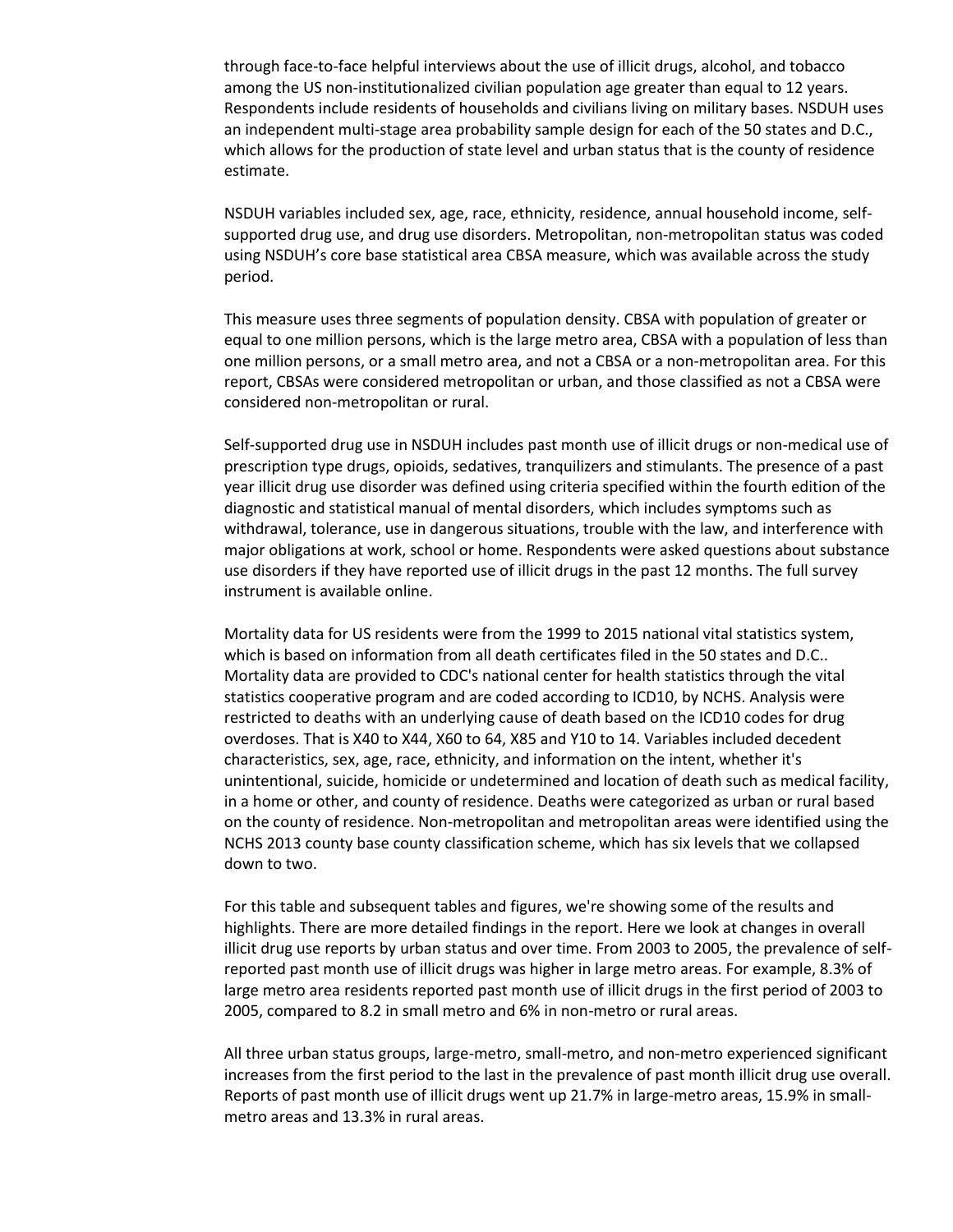through face-to-face helpful interviews about the use of illicit drugs, alcohol, and tobacco among the US non-institutionalized civilian population age greater than equal to 12 years. Respondents include residents of households and civilians living on military bases. NSDUH uses an independent multi-stage area probability sample design for each of the 50 states and D.C., which allows for the production of state level and urban status that is the county of residence estimate.

NSDUH variables included sex, age, race, ethnicity, residence, annual household income, self-supported drug use, and drug use disorders. Metropolitan, non-metropolitan status was coded using NSDUH's core base statistical area CBSA measure, which was available across the study period.

This measure uses three segments of population density. CBSA with population of greater or equal to one million persons, which is the large metro area, CBSA with a population of less than one million persons, or a small metro area, and not a CBSA or a non-metropolitan area. For this report, CBSAs were considered metropolitan or urban, and those classified as not a CBSA were considered non-metropolitan or rural.

Self-supported drug use in NSDUH includes past month use of illicit drugs or non-medical use of prescription type drugs, opioids, sedatives, tranquilizers and stimulants. The presence of a past year illicit drug use disorder was defined using criteria specified within the fourth edition of the diagnostic and statistical manual of mental disorders, which includes symptoms such as withdrawal, tolerance, use in dangerous situations, trouble with the law, and interference with major obligations at work, school or home. Respondents were asked questions about substance use disorders if they have reported use of illicit drugs in the past 12 months. The full survey instrument is available online.

Mortality data for US residents were from the 1999 to 2015 national vital statistics system, which is based on information from all death certificates filed in the 50 states and D.C.. Mortality data are provided to CDC's national center for health statistics through the vital statistics cooperative program and are coded according to ICD10, by NCHS. Analysis were restricted to deaths with an underlying cause of death based on the ICD10 codes for drug overdoses. That is X40 to X44, X60 to 64, X85 and Y10 to 14. Variables included decedent characteristics, sex, age, race, ethnicity, and information on the intent, whether it's unintentional, suicide, homicide or undetermined and location of death such as medical facility, in a home or other, and county of residence. Deaths were categorized as urban or rural based on the county of residence. Non-metropolitan and metropolitan areas were identified using the NCHS 2013 county base county classification scheme, which has six levels that we collapsed down to two.

For this table and subsequent tables and figures, we're showing some of the results and highlights. There are more detailed findings in the report. Here we look at changes in overall illicit drug use reports by urban status and over time. From 2003 to 2005, the prevalence of self-reported past month use of illicit drugs was higher in large metro areas. For example, 8.3% of large metro area residents reported past month use of illicit drugs in the first period of 2003 to 2005, compared to 8.2 in small metro and 6% in non-metro or rural areas.

All three urban status groups, large-metro, small-metro, and non-metro experienced significant increases from the first period to the last in the prevalence of past month illicit drug use overall. Reports of past month use of illicit drugs went up 21.7% in large-metro areas, 15.9% in small-metro areas and 13.3% in rural areas.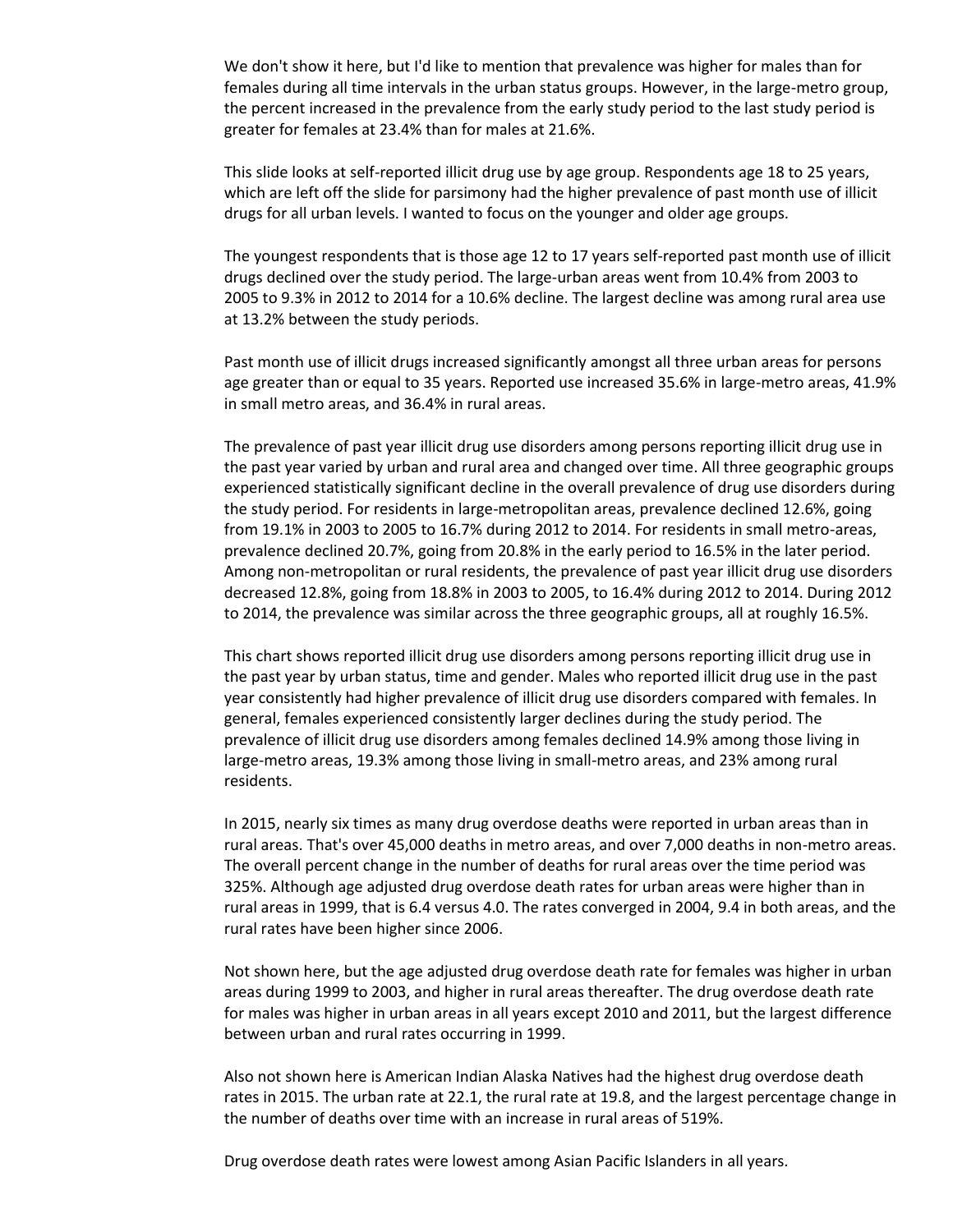We don't show it here, but I'd like to mention that prevalence was higher for males than for females during all time intervals in the urban status groups. However, in the large-metro group, the percent increased in the prevalence from the early study period to the last study period is greater for females at 23.4% than for males at 21.6%.

This slide looks at self-reported illicit drug use by age group. Respondents age 18 to 25 years, which are left off the slide for parsimony had the higher prevalence of past month use of illicit drugs for all urban levels. I wanted to focus on the younger and older age groups.

The youngest respondents that is those age 12 to 17 years self-reported past month use of illicit drugs declined over the study period. The large-urban areas went from 10.4% from 2003 to 2005 to 9.3% in 2012 to 2014 for a 10.6% decline. The largest decline was among rural area use at 13.2% between the study periods.

Past month use of illicit drugs increased significantly amongst all three urban areas for persons age greater than or equal to 35 years. Reported use increased 35.6% in large-metro areas, 41.9% in small metro areas, and 36.4% in rural areas.

The prevalence of past year illicit drug use disorders among persons reporting illicit drug use in the past year varied by urban and rural area and changed over time. All three geographic groups experienced statistically significant decline in the overall prevalence of drug use disorders during the study period. For residents in large-metropolitan areas, prevalence declined 12.6%, going from 19.1% in 2003 to 2005 to 16.7% during 2012 to 2014. For residents in small metro-areas, prevalence declined 20.7%, going from 20.8% in the early period to 16.5% in the later period. Among non-metropolitan or rural residents, the prevalence of past year illicit drug use disorders decreased 12.8%, going from 18.8% in 2003 to 2005, to 16.4% during 2012 to 2014. During 2012 to 2014, the prevalence was similar across the three geographic groups, all at roughly 16.5%.

This chart shows reported illicit drug use disorders among persons reporting illicit drug use in the past year by urban status, time and gender. Males who reported illicit drug use in the past year consistently had higher prevalence of illicit drug use disorders compared with females. In general, females experienced consistently larger declines during the study period. The prevalence of illicit drug use disorders among females declined 14.9% among those living in large-metro areas, 19.3% among those living in small-metro areas, and 23% among rural residents.

In 2015, nearly six times as many drug overdose deaths were reported in urban areas than in rural areas. That's over 45,000 deaths in metro areas, and over 7,000 deaths in non-metro areas. The overall percent change in the number of deaths for rural areas over the time period was 325%. Although age adjusted drug overdose death rates for urban areas were higher than in rural areas in 1999, that is 6.4 versus 4.0. The rates converged in 2004, 9.4 in both areas, and the rural rates have been higher since 2006.

Not shown here, but the age adjusted drug overdose death rate for females was higher in urban areas during 1999 to 2003, and higher in rural areas thereafter. The drug overdose death rate for males was higher in urban areas in all years except 2010 and 2011, but the largest difference between urban and rural rates occurring in 1999.

Also not shown here is American Indian Alaska Natives had the highest drug overdose death rates in 2015. The urban rate at 22.1, the rural rate at 19.8, and the largest percentage change in the number of deaths over time with an increase in rural areas of 519%.

Drug overdose death rates were lowest among Asian Pacific Islanders in all years.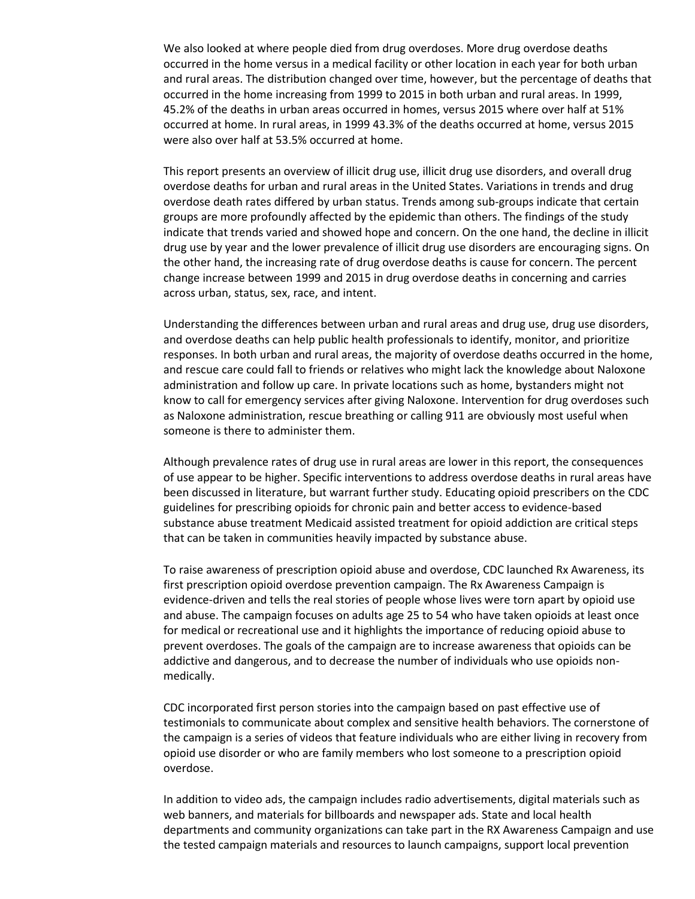We also looked at where people died from drug overdoses. More drug overdose deaths occurred in the home versus in a medical facility or other location in each year for both urban and rural areas. The distribution changed over time, however, but the percentage of deaths that occurred in the home increasing from 1999 to 2015 in both urban and rural areas. In 1999, 45.2% of the deaths in urban areas occurred in homes, versus 2015 where over half at 51% occurred at home. In rural areas, in 1999 43.3% of the deaths occurred at home, versus 2015 were also over half at 53.5% occurred at home.

This report presents an overview of illicit drug use, illicit drug use disorders, and overall drug overdose deaths for urban and rural areas in the United States. Variations in trends and drug overdose death rates differed by urban status. Trends among sub-groups indicate that certain groups are more profoundly affected by the epidemic than others. The findings of the study indicate that trends varied and showed hope and concern. On the one hand, the decline in illicit drug use by year and the lower prevalence of illicit drug use disorders are encouraging signs. On the other hand, the increasing rate of drug overdose deaths is cause for concern. The percent change increase between 1999 and 2015 in drug overdose deaths in concerning and carries across urban, status, sex, race, and intent.

Understanding the differences between urban and rural areas and drug use, drug use disorders, and overdose deaths can help public health professionals to identify, monitor, and prioritize responses. In both urban and rural areas, the majority of overdose deaths occurred in the home, and rescue care could fall to friends or relatives who might lack the knowledge about Naloxone administration and follow up care. In private locations such as home, bystanders might not know to call for emergency services after giving Naloxone. Intervention for drug overdoses such as Naloxone administration, rescue breathing or calling 911 are obviously most useful when someone is there to administer them.

Although prevalence rates of drug use in rural areas are lower in this report, the consequences of use appear to be higher. Specific interventions to address overdose deaths in rural areas have been discussed in literature, but warrant further study. Educating opioid prescribers on the CDC guidelines for prescribing opioids for chronic pain and better access to evidence-based substance abuse treatment Medicaid assisted treatment for opioid addiction are critical steps that can be taken in communities heavily impacted by substance abuse.

To raise awareness of prescription opioid abuse and overdose, CDC launched Rx Awareness, its first prescription opioid overdose prevention campaign. The Rx Awareness Campaign is evidence-driven and tells the real stories of people whose lives were torn apart by opioid use and abuse. The campaign focuses on adults age 25 to 54 who have taken opioids at least once for medical or recreational use and it highlights the importance of reducing opioid abuse to prevent overdoses. The goals of the campaign are to increase awareness that opioids can be addictive and dangerous, and to decrease the number of individuals who use opioids non-medically.

CDC incorporated first person stories into the campaign based on past effective use of testimonials to communicate about complex and sensitive health behaviors. The cornerstone of the campaign is a series of videos that feature individuals who are either living in recovery from opioid use disorder or who are family members who lost someone to a prescription opioid overdose.

In addition to video ads, the campaign includes radio advertisements, digital materials such as web banners, and materials for billboards and newspaper ads. State and local health departments and community organizations can take part in the RX Awareness Campaign and use the tested campaign materials and resources to launch campaigns, support local prevention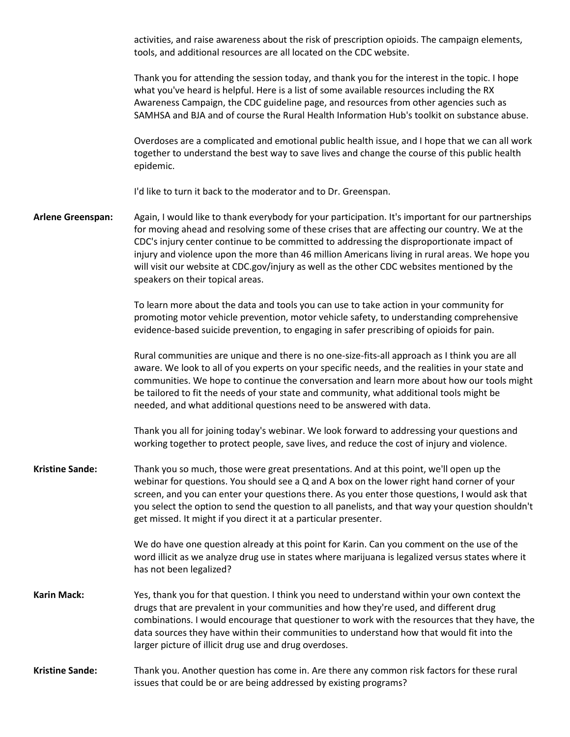activities, and raise awareness about the risk of prescription opioids. The campaign elements, tools, and additional resources are all located on the CDC website.

Thank you for attending the session today, and thank you for the interest in the topic. I hope what you've heard is helpful. Here is a list of some available resources including the RX Awareness Campaign, the CDC guideline page, and resources from other agencies such as SAMHSA and BJA and of course the Rural Health Information Hub's toolkit on substance abuse.

Overdoses are a complicated and emotional public health issue, and I hope that we can all work together to understand the best way to save lives and change the course of this public health epidemic.

I'd like to turn it back to the moderator and to Dr. Greenspan.

**Arlene Greenspan:** Again, I would like to thank everybody for your participation. It's important for our partnerships for moving ahead and resolving some of these crises that are affecting our country. We at the CDC's injury center continue to be committed to addressing the disproportionate impact of injury and violence upon the more than 46 million Americans living in rural areas. We hope you will visit our website at CDC.gov/injury as well as the other CDC websites mentioned by the speakers on their topical areas.

To learn more about the data and tools you can use to take action in your community for promoting motor vehicle prevention, motor vehicle safety, to understanding comprehensive evidence-based suicide prevention, to engaging in safer prescribing of opioids for pain.

Rural communities are unique and there is no one-size-fits-all approach as I think you are all aware. We look to all of you experts on your specific needs, and the realities in your state and communities. We hope to continue the conversation and learn more about how our tools might be tailored to fit the needs of your state and community, what additional tools might be needed, and what additional questions need to be answered with data.

Thank you all for joining today's webinar. We look forward to addressing your questions and working together to protect people, save lives, and reduce the cost of injury and violence.

**Kristine Sande:** Thank you so much, those were great presentations. And at this point, we'll open up the webinar for questions. You should see a Q and A box on the lower right hand corner of your screen, and you can enter your questions there. As you enter those questions, I would ask that you select the option to send the question to all panelists, and that way your question shouldn't get missed. It might if you direct it at a particular presenter.

We do have one question already at this point for Karin. Can you comment on the use of the word illicit as we analyze drug use in states where marijuana is legalized versus states where it has not been legalized?

**Karin Mack:** Yes, thank you for that question. I think you need to understand within your own context the drugs that are prevalent in your communities and how they're used, and different drug combinations. I would encourage that questioner to work with the resources that they have, the data sources they have within their communities to understand how that would fit into the larger picture of illicit drug use and drug overdoses.

**Kristine Sande:** Thank you. Another question has come in. Are there any common risk factors for these rural issues that could be or are being addressed by existing programs?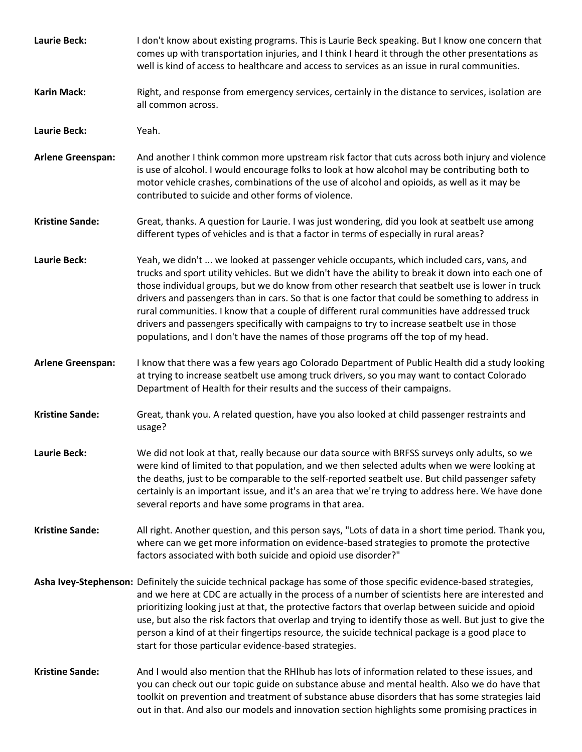**Laurie Beck:** I don't know about existing programs. This is Laurie Beck speaking. But I know one concern that comes up with transportation injuries, and I think I heard it through the other presentations as well is kind of access to healthcare and access to services as an issue in rural communities.

**Karin Mack:** Right, and response from emergency services, certainly in the distance to services, isolation are all common across.

**Laurie Beck:** Yeah.

**Arlene Greenspan:** And another I think common more upstream risk factor that cuts across both injury and violence is use of alcohol. I would encourage folks to look at how alcohol may be contributing both to motor vehicle crashes, combinations of the use of alcohol and opioids, as well as it may be contributed to suicide and other forms of violence.

**Kristine Sande:** Great, thanks. A question for Laurie. I was just wondering, did you look at seatbelt use among different types of vehicles and is that a factor in terms of especially in rural areas?

**Laurie Beck:** Yeah, we didn't ... we looked at passenger vehicle occupants, which included cars, vans, and trucks and sport utility vehicles. But we didn't have the ability to break it down into each one of those individual groups, but we do know from other research that seatbelt use is lower in truck drivers and passengers than in cars. So that is one factor that could be something to address in rural communities. I know that a couple of different rural communities have addressed truck drivers and passengers specifically with campaigns to try to increase seatbelt use in those populations, and I don't have the names of those programs off the top of my head.

**Arlene Greenspan:** I know that there was a few years ago Colorado Department of Public Health did a study looking at trying to increase seatbelt use among truck drivers, so you may want to contact Colorado Department of Health for their results and the success of their campaigns.

**Kristine Sande:** Great, thank you. A related question, have you also looked at child passenger restraints and usage?

**Laurie Beck:** We did not look at that, really because our data source with BRFSS surveys only adults, so we were kind of limited to that population, and we then selected adults when we were looking at the deaths, just to be comparable to the self-reported seatbelt use. But child passenger safety certainly is an important issue, and it's an area that we're trying to address here. We have done several reports and have some programs in that area.

**Kristine Sande:** All right. Another question, and this person says, "Lots of data in a short time period. Thank you, where can we get more information on evidence-based strategies to promote the protective factors associated with both suicide and opioid use disorder?"

**Asha Ivey-Stephenson:** Definitely the suicide technical package has some of those specific evidence-based strategies, and we here at CDC are actually in the process of a number of scientists here are interested and prioritizing looking just at that, the protective factors that overlap between suicide and opioid use, but also the risk factors that overlap and trying to identify those as well. But just to give the person a kind of at their fingertips resource, the suicide technical package is a good place to start for those particular evidence-based strategies.

**Kristine Sande:** And I would also mention that the RHIhub has lots of information related to these issues, and you can check out our topic guide on substance abuse and mental health. Also we do have that toolkit on prevention and treatment of substance abuse disorders that has some strategies laid out in that. And also our models and innovation section highlights some promising practices in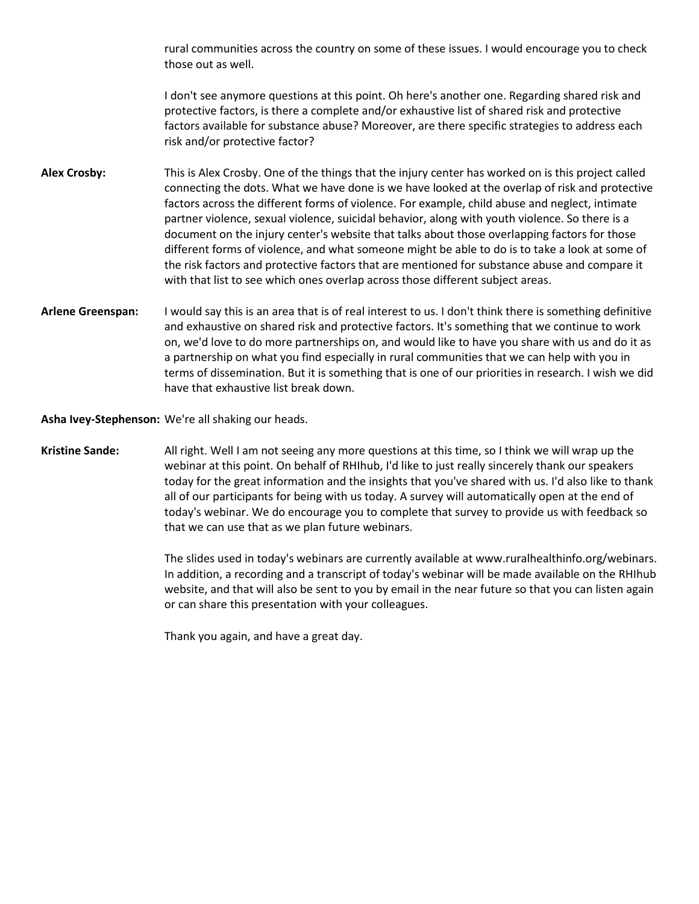rural communities across the country on some of these issues. I would encourage you to check those out as well.

I don't see anymore questions at this point. Oh here's another one. Regarding shared risk and protective factors, is there a complete and/or exhaustive list of shared risk and protective factors available for substance abuse? Moreover, are there specific strategies to address each risk and/or protective factor?

**Alex Crosby:** This is Alex Crosby. One of the things that the injury center has worked on is this project called connecting the dots. What we have done is we have looked at the overlap of risk and protective factors across the different forms of violence. For example, child abuse and neglect, intimate partner violence, sexual violence, suicidal behavior, along with youth violence. So there is a document on the injury center's website that talks about those overlapping factors for those different forms of violence, and what someone might be able to do is to take a look at some of the risk factors and protective factors that are mentioned for substance abuse and compare it with that list to see which ones overlap across those different subject areas.

**Arlene Greenspan:** I would say this is an area that is of real interest to us. I don't think there is something definitive and exhaustive on shared risk and protective factors. It's something that we continue to work on, we'd love to do more partnerships on, and would like to have you share with us and do it as a partnership on what you find especially in rural communities that we can help with you in terms of dissemination. But it is something that is one of our priorities in research. I wish we did have that exhaustive list break down.

**Asha Ivey-Stephenson:** We're all shaking our heads.

**Kristine Sande:** All right. Well I am not seeing any more questions at this time, so I think we will wrap up the webinar at this point. On behalf of RHIhub, I'd like to just really sincerely thank our speakers today for the great information and the insights that you've shared with us. I'd also like to thank all of our participants for being with us today. A survey will automatically open at the end of today's webinar. We do encourage you to complete that survey to provide us with feedback so that we can use that as we plan future webinars.

The slides used in today's webinars are currently available at www.ruralhealthinfo.org/webinars. In addition, a recording and a transcript of today's webinar will be made available on the RHIhub website, and that will also be sent to you by email in the near future so that you can listen again or can share this presentation with your colleagues.

Thank you again, and have a great day.